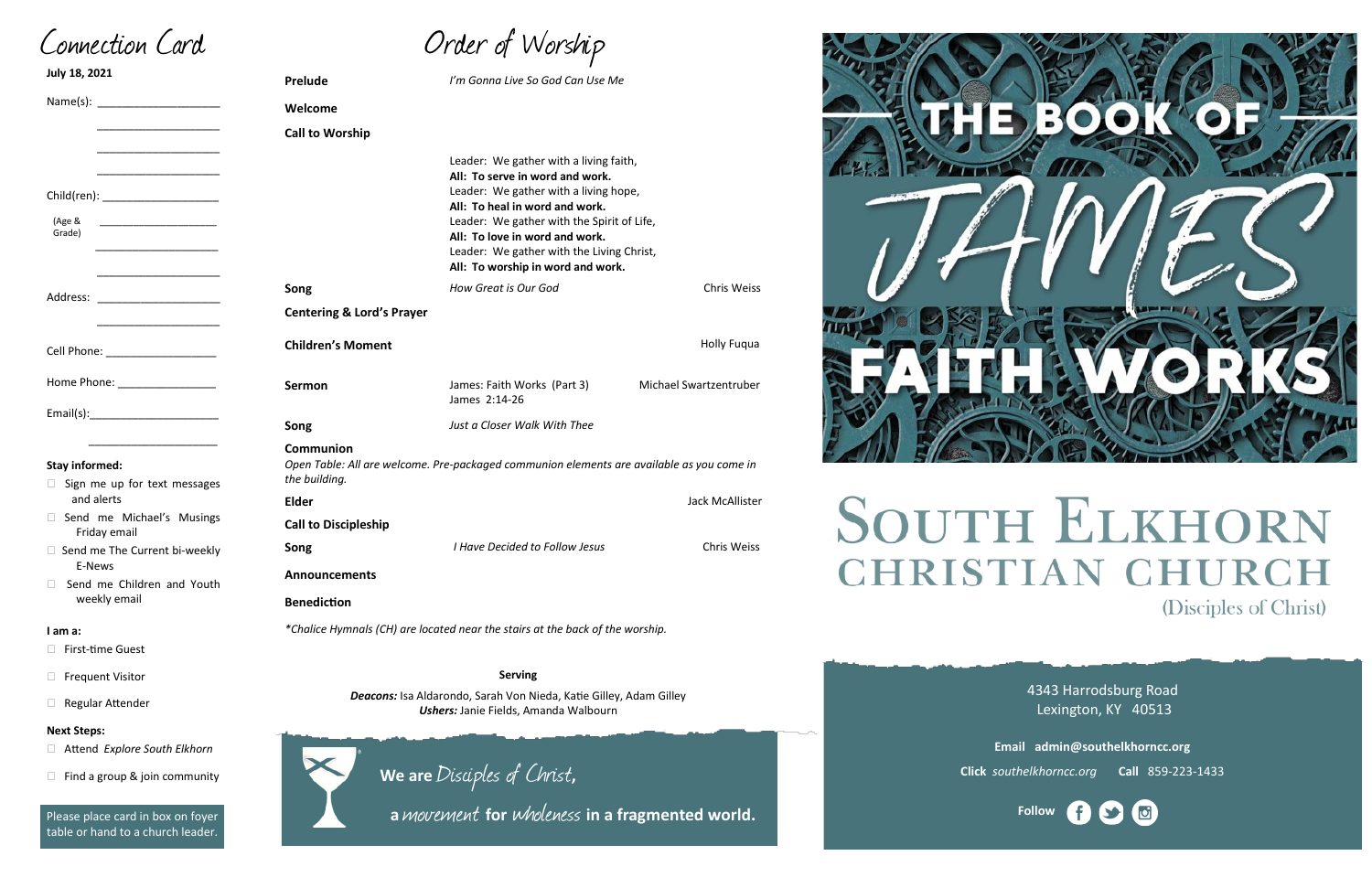# Connection Card

**July 18, 2021**

Name(s): ____________________

____________________

____________________

____________________

Child(ren): ____________________

(Age & Grade) ____________________

____________________

____________________

Address: ____________________

____________________

Cell Phone: ____________________

Home Phone: ____________________

Email(s): ____________________

____________________

**Stay informed:**

- ☐ Sign me up for text messages and alerts
- ☐ Send me Michael's Musings Friday email
- ☐ Send me The Current bi-weekly E-News
- ☐ Send me Children and Youth weekly email

**I am a:**

- ☐ First-time Guest
- ☐ Frequent Visitor
- ☐ Regular Attender

**Next Steps:**

- ☐ Attend *Explore South Elkhorn*
- ☐ Find a group & join community

Please place card in box on foyer table or hand to a church leader.

# Order of Worship

**Prelude** — *I'm Gonna Live So God Can Use Me*

**Welcome**

**Call to Worship**

Leader: We gather with a living faith,
**All: To serve in word and work.**
Leader: We gather with a living hope,
**All: To heal in word and work.**
Leader: We gather with the Spirit of Life,
**All: To love in word and work.**
Leader: We gather with the Living Christ,
**All: To worship in word and work.**

**Song** — *How Great is Our God* — Chris Weiss

**Centering & Lord's Prayer**

**Children's Moment** — Holly Fuqua

**Sermon** — James: Faith Works (Part 3), James 2:14-26 — Michael Swartzentruber

**Song** — *Just a Closer Walk With Thee*

**Communion**

*Open Table: All are welcome. Pre-packaged communion elements are available as you come in the building.*

**Elder** — Jack McAllister

**Call to Discipleship**

**Song** — *I Have Decided to Follow Jesus* — Chris Weiss

**Announcements**

**Benediction**

*\*Chalice Hymnals (CH) are located near the stairs at the back of the worship.*

**Serving**

***Deacons:*** Isa Aldarondo, Sarah Von Nieda, Katie Gilley, Adam Gilley
***Ushers:*** Janie Fields, Amanda Walbourn

We are *Disciples of Christ*,
a *movement* for *wholeness* in a fragmented world.

# THE BOOK OF JAMES
## FAITH WORKS

# South Elkhorn Christian Church
(Disciples of Christ)

4343 Harrodsburg Road
Lexington, KY 40513

**Email** admin@southelkhorncc.org

**Click** *southelkhorncc.org* **Call** 859-223-1433

**Follow**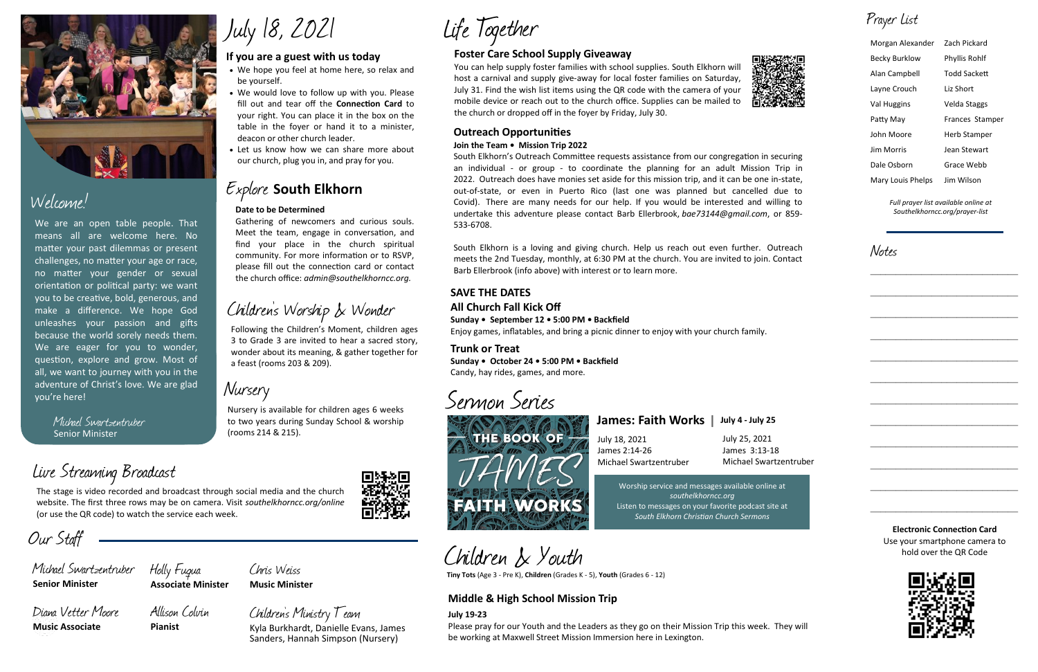## Welcome!

We are an open table people. That means all are welcome here. No matter your past dilemmas or present challenges, no matter your age or race, no matter your gender or sexual orientation or political party: we want you to be creative, bold, generous, and make a difference. We hope God unleashes your passion and gifts because the world sorely needs them. We are eager for you to wonder, question, explore and grow. Most of all, we want to journey with you in the adventure of Christ's love. We are glad you're here!

Michael Swartzentruber
Senior Minister

# July 18, 2021

### If you are a guest with us today

- We hope you feel at home here, so relax and be yourself.
- We would love to follow up with you. Please fill out and tear off the **Connection Card** to your right. You can place it in the box on the table in the foyer or hand it to a minister, deacon or other church leader.
- Let us know how we can share more about our church, plug you in, and pray for you.

## Explore **South Elkhorn**

**Date to be Determined**

Gathering of newcomers and curious souls. Meet the team, engage in conversation, and find your place in the church spiritual community. For more information or to RSVP, please fill out the connection card or contact the church office: *admin@southelkhorncc.org.*

## Children's Worship & Wonder

Following the Children's Moment, children ages 3 to Grade 3 are invited to hear a sacred story, wonder about its meaning, & gather together for a feast (rooms 203 & 209).

## Nursery

Nursery is available for children ages 6 weeks to two years during Sunday School & worship (rooms 214 & 215).

## Live Streaming Broadcast

The stage is video recorded and broadcast through social media and the church website. The first three rows may be on camera. Visit *southelkhorncc.org/online* (or use the QR code) to watch the service each week.

## Our Staff

Michael Swartzentruber
**Senior Minister**

Holly Fuqua
**Associate Minister**

Chris Weiss
**Music Minister**

Diana Vetter Moore
**Music Associate**

Allison Colvin
**Pianist**

Children's Ministry Team
Kyla Burkhardt, Danielle Evans, James Sanders, Hannah Simpson (Nursery)

# Life Together

### Foster Care School Supply Giveaway

You can help supply foster families with school supplies. South Elkhorn will host a carnival and supply give-away for local foster families on Saturday, July 31. Find the wish list items using the QR code with the camera of your mobile device or reach out to the church office. Supplies can be mailed to the church or dropped off in the foyer by Friday, July 30.

### Outreach Opportunities

**Join the Team • Mission Trip 2022**

South Elkhorn's Outreach Committee requests assistance from our congregation in securing an individual - or group - to coordinate the planning for an adult Mission Trip in 2022. Outreach does have monies set aside for this mission trip, and it can be one in-state, out-of-state, or even in Puerto Rico (last one was planned but cancelled due to Covid). There are many needs for our help. If you would be interested and willing to undertake this adventure please contact Barb Ellerbrook, *bae73144@gmail.com*, or 859-533-6708.

South Elkhorn is a loving and giving church. Help us reach out even further. Outreach meets the 2nd Tuesday, monthly, at 6:30 PM at the church. You are invited to join. Contact Barb Ellerbrook (info above) with interest or to learn more.

### SAVE THE DATES

**All Church Fall Kick Off**
**Sunday • September 12 • 5:00 PM • Backfield**
Enjoy games, inflatables, and bring a picnic dinner to enjoy with your church family.

**Trunk or Treat**
**Sunday • October 24 • 5:00 PM • Backfield**
Candy, hay rides, games, and more.

## Sermon Series

THE BOOK OF JAMES FAITH WORKS

### James: Faith Works | July 4 - July 25

July 18, 2021
James 2:14-26
Michael Swartzentruber

July 25, 2021
James 3:13-18
Michael Swartzentruber

Worship service and messages available online at *southelkhorncc.org*
Listen to messages on your favorite podcast site at *South Elkhorn Christian Church Sermons*

## Children & Youth

**Tiny Tots** (Age 3 - Pre K), **Children** (Grades K - 5), **Youth** (Grades 6 - 12)

### Middle & High School Mission Trip

**July 19-23**

Please pray for our Youth and the Leaders as they go on their Mission Trip this week. They will be working at Maxwell Street Mission Immersion here in Lexington.

## Prayer List

| | |
|---|---|
| Morgan Alexander | Zach Pickard |
| Becky Burklow | Phyllis Rohlf |
| Alan Campbell | Todd Sackett |
| Layne Crouch | Liz Short |
| Val Huggins | Velda Staggs |
| Patty May | Frances Stamper |
| John Moore | Herb Stamper |
| Jim Morris | Jean Stewart |
| Dale Osborn | Grace Webb |
| Mary Louis Phelps | Jim Wilson |

*Full prayer list available online at Southelkhorncc.org/prayer-list*

## Notes

**Electronic Connection Card**
Use your smartphone camera to hold over the QR Code